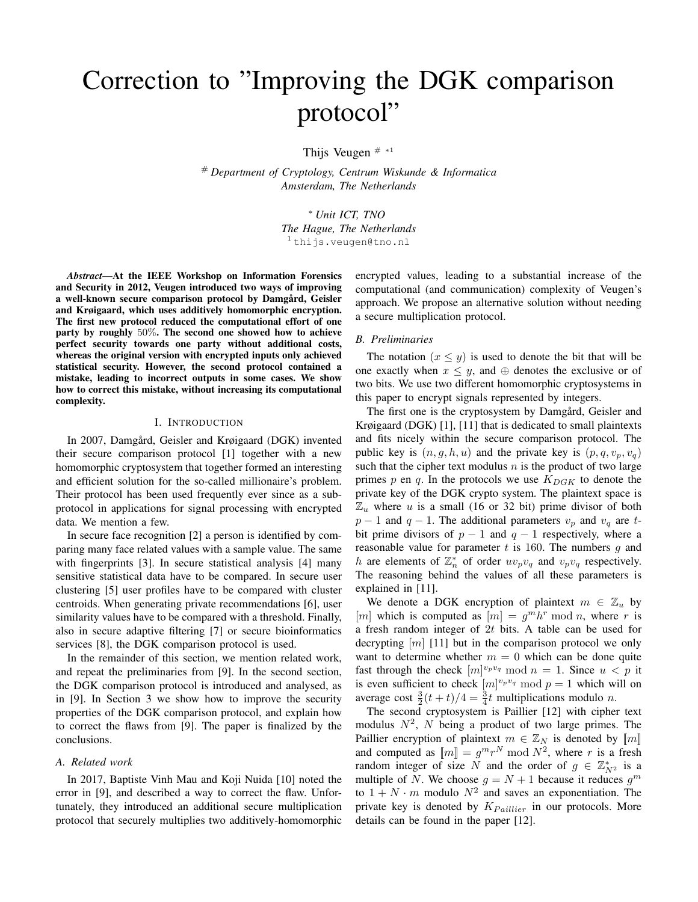# Correction to "Improving the DGK comparison protocol"

Thijs Veugen [#] [*1]

[#] *Department of Cryptology, Centrum Wiskunde & Informatica*
*Amsterdam, The Netherlands*

[*] *Unit ICT, TNO*
*The Hague, The Netherlands*
[1] thijs.veugen@tno.nl

***Abstract*—At the IEEE Workshop on Information Forensics and Security in 2012, Veugen introduced two ways of improving a well-known secure comparison protocol by Damgård, Geisler and Krøigaard, which uses additively homomorphic encryption. The first new protocol reduced the computational effort of one party by roughly 50%. The second one showed how to achieve perfect security towards one party without additional costs, whereas the original version with encrypted inputs only achieved statistical security. However, the second protocol contained a mistake, leading to incorrect outputs in some cases. We show how to correct this mistake, without increasing its computational complexity.**

## I. Introduction

In 2007, Damgård, Geisler and Krøigaard (DGK) invented their secure comparison protocol [1] together with a new homomorphic cryptosystem that together formed an interesting and efficient solution for the so-called millionaire's problem. Their protocol has been used frequently ever since as a subprotocol in applications for signal processing with encrypted data. We mention a few.

In secure face recognition [2] a person is identified by comparing many face related values with a sample value. The same with fingerprints [3]. In secure statistical analysis [4] many sensitive statistical data have to be compared. In secure user clustering [5] user profiles have to be compared with cluster centroids. When generating private recommendations [6], user similarity values have to be compared with a threshold. Finally, also in secure adaptive filtering [7] or secure bioinformatics services [8], the DGK comparison protocol is used.

In the remainder of this section, we mention related work, and repeat the preliminaries from [9]. In the second section, the DGK comparison protocol is introduced and analysed, as in [9]. In Section 3 we show how to improve the security properties of the DGK comparison protocol, and explain how to correct the flaws from [9]. The paper is finalized by the conclusions.

### A. Related work

In 2017, Baptiste Vinh Mau and Koji Nuida [10] noted the error in [9], and described a way to correct the flaw. Unfortunately, they introduced an additional secure multiplication protocol that securely multiplies two additively-homomorphic encrypted values, leading to a substantial increase of the computational (and communication) complexity of Veugen's approach. We propose an alternative solution without needing a secure multiplication protocol.

### B. Preliminaries

The notation $(x \leq y)$ is used to denote the bit that will be one exactly when $x \leq y$, and $\oplus$ denotes the exclusive or of two bits. We use two different homomorphic cryptosystems in this paper to encrypt signals represented by integers.

The first one is the cryptosystem by Damgård, Geisler and Krøigaard (DGK) [1], [11] that is dedicated to small plaintexts and fits nicely within the secure comparison protocol. The public key is $(n, g, h, u)$ and the private key is $(p, q, v_p, v_q)$ such that the cipher text modulus $n$ is the product of two large primes $p$ en $q$. In the protocols we use $K_{DGK}$ to denote the private key of the DGK crypto system. The plaintext space is $\mathbb{Z}_u$ where $u$ is a small (16 or 32 bit) prime divisor of both $p-1$ and $q-1$. The additional parameters $v_p$ and $v_q$ are $t$-bit prime divisors of $p-1$ and $q-1$ respectively, where a reasonable value for parameter $t$ is 160. The numbers $g$ and $h$ are elements of $\mathbb{Z}_n^*$ of order $uv_pv_q$ and $v_pv_q$ respectively. The reasoning behind the values of all these parameters is explained in [11].

We denote a DGK encryption of plaintext $m \in \mathbb{Z}_u$ by $[m]$ which is computed as $[m] = g^m h^r \bmod n$, where $r$ is a fresh random integer of $2t$ bits. A table can be used for decrypting $[m]$ [11] but in the comparison protocol we only want to determine whether $m = 0$ which can be done quite fast through the check $[m]^{v_pv_q} \bmod n = 1$. Since $u < p$ it is even sufficient to check $[m]^{v_pv_q} \bmod p = 1$ which will on average cost $\frac{3}{2}(t+t)/4 = \frac{3}{4}t$ multiplications modulo $n$.

The second cryptosystem is Paillier [12] with cipher text modulus $N^2$, $N$ being a product of two large primes. The Paillier encryption of plaintext $m \in \mathbb{Z}_N$ is denoted by $[\![m]\!]$ and computed as $[\![m]\!] = g^m r^N \bmod N^2$, where $r$ is a fresh random integer of size $N$ and the order of $g \in \mathbb{Z}_{N^2}^*$ is a multiple of $N$. We choose $g = N+1$ because it reduces $g^m$ to $1 + N \cdot m$ modulo $N^2$ and saves an exponentiation. The private key is denoted by $K_{Paillier}$ in our protocols. More details can be found in the paper [12].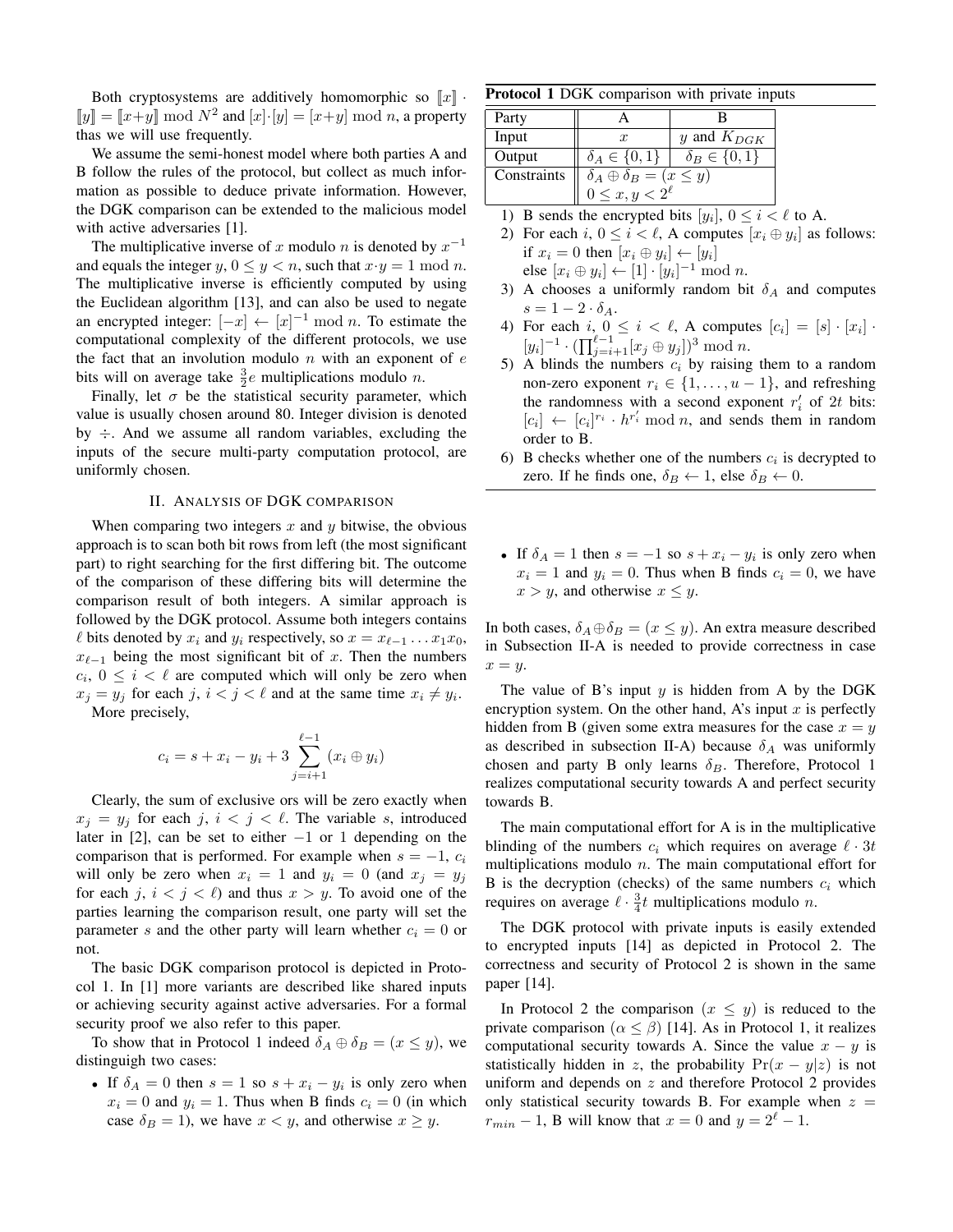Both cryptosystems are additively homomorphic so $[\![x]\!] \cdot [\![y]\!] = [\![x+y]\!] \bmod N^2$ and $[x]\cdot[y] = [x+y] \bmod n$, a property thas we will use frequently.

We assume the semi-honest model where both parties A and B follow the rules of the protocol, but collect as much information as possible to deduce private information. However, the DGK comparison can be extended to the malicious model with active adversaries [1].

The multiplicative inverse of $x$ modulo $n$ is denoted by $x^{-1}$ and equals the integer $y$, $0 \leq y < n$, such that $x \cdot y = 1 \bmod n$. The multiplicative inverse is efficiently computed by using the Euclidean algorithm [13], and can also be used to negate an encrypted integer: $[-x] \leftarrow [x]^{-1} \bmod n$. To estimate the computational complexity of the different protocols, we use the fact that an involution modulo $n$ with an exponent of $e$ bits will on average take $\frac{3}{2}e$ multiplications modulo $n$.

Finally, let $\sigma$ be the statistical security parameter, which value is usually chosen around 80. Integer division is denoted by $\div$. And we assume all random variables, excluding the inputs of the secure multi-party computation protocol, are uniformly chosen.

## II. Analysis of DGK comparison

When comparing two integers $x$ and $y$ bitwise, the obvious approach is to scan both bit rows from left (the most significant part) to right searching for the first differing bit. The outcome of the comparison of these differing bits will determine the comparison result of both integers. A similar approach is followed by the DGK protocol. Assume both integers contains $\ell$ bits denoted by $x_i$ and $y_i$ respectively, so $x = x_{\ell-1} \ldots x_1 x_0$, $x_{\ell-1}$ being the most significant bit of $x$. Then the numbers $c_i$, $0 \leq i < \ell$ are computed which will only be zero when $x_j = y_j$ for each $j$, $i < j < \ell$ and at the same time $x_i \neq y_i$.

More precisely,

$$c_i = s + x_i - y_i + 3 \sum_{j=i+1}^{\ell-1} (x_i \oplus y_i)$$

Clearly, the sum of exclusive ors will be zero exactly when $x_j = y_j$ for each $j$, $i < j < \ell$. The variable $s$, introduced later in [2], can be set to either $-1$ or $1$ depending on the comparison that is performed. For example when $s = -1$, $c_i$ will only be zero when $x_i = 1$ and $y_i = 0$ (and $x_j = y_j$ for each $j$, $i < j < \ell$) and thus $x > y$. To avoid one of the parties learning the comparison result, one party will set the parameter $s$ and the other party will learn whether $c_i = 0$ or not.

The basic DGK comparison protocol is depicted in Protocol 1. In [1] more variants are described like shared inputs or achieving security against active adversaries. For a formal security proof we also refer to this paper.

To show that in Protocol 1 indeed $\delta_A \oplus \delta_B = (x \leq y)$, we distinguigh two cases:

- If $\delta_A = 0$ then $s = 1$ so $s + x_i - y_i$ is only zero when $x_i = 0$ and $y_i = 1$. Thus when B finds $c_i = 0$ (in which case $\delta_B = 1$), we have $x < y$, and otherwise $x \geq y$.
- If $\delta_A = 1$ then $s = -1$ so $s + x_i - y_i$ is only zero when $x_i = 1$ and $y_i = 0$. Thus when B finds $c_i = 0$, we have $x > y$, and otherwise $x \leq y$.

In both cases, $\delta_A \oplus \delta_B = (x \leq y)$. An extra measure described in Subsection II-A is needed to provide correctness in case $x = y$.

**Protocol 1** DGK comparison with private inputs

| Party | A | B |
|---|---|---|
| Input | $x$ | $y$ and $K_{DGK}$ |
| Output | $\delta_A \in \{0, 1\}$ | $\delta_B \in \{0, 1\}$ |
| Constraints | $\delta_A \oplus \delta_B = (x \leq y)$ $0 \leq x, y < 2^\ell$ | |

1) B sends the encrypted bits $[y_i]$, $0 \leq i < \ell$ to A.
2) For each $i$, $0 \leq i < \ell$, A computes $[x_i \oplus y_i]$ as follows: if $x_i = 0$ then $[x_i \oplus y_i] \leftarrow [y_i]$ else $[x_i \oplus y_i] \leftarrow [1] \cdot [y_i]^{-1} \bmod n$.
3) A chooses a uniformly random bit $\delta_A$ and computes $s = 1 - 2 \cdot \delta_A$.
4) For each $i$, $0 \leq i < \ell$, A computes $[c_i] = [s] \cdot [x_i] \cdot [y_i]^{-1} \cdot (\prod_{j=i+1}^{\ell-1} [x_j \oplus y_j])^3 \bmod n$.
5) A blinds the numbers $c_i$ by raising them to a random non-zero exponent $r_i \in \{1, \ldots, u-1\}$, and refreshing the randomness with a second exponent $r'_i$ of $2t$ bits: $[c_i] \leftarrow [c_i]^{r_i} \cdot h^{r'_i} \bmod n$, and sends them in random order to B.
6) B checks whether one of the numbers $c_i$ is decrypted to zero. If he finds one, $\delta_B \leftarrow 1$, else $\delta_B \leftarrow 0$.

The value of B's input $y$ is hidden from A by the DGK encryption system. On the other hand, A's input $x$ is perfectly hidden from B (given some extra measures for the case $x = y$ as described in subsection II-A) because $\delta_A$ was uniformly chosen and party B only learns $\delta_B$. Therefore, Protocol 1 realizes computational security towards A and perfect security towards B.

The main computational effort for A is in the multiplicative blinding of the numbers $c_i$ which requires on average $\ell \cdot 3t$ multiplications modulo $n$. The main computational effort for B is the decryption (checks) of the same numbers $c_i$ which requires on average $\ell \cdot \frac{3}{4}t$ multiplications modulo $n$.

The DGK protocol with private inputs is easily extended to encrypted inputs [14] as depicted in Protocol 2. The correctness and security of Protocol 2 is shown in the same paper [14].

In Protocol 2 the comparison $(x \leq y)$ is reduced to the private comparison $(\alpha \leq \beta)$ [14]. As in Protocol 1, it realizes computational security towards A. Since the value $x - y$ is statistically hidden in $z$, the probability $\Pr(x - y|z)$ is not uniform and depends on $z$ and therefore Protocol 2 provides only statistical security towards B. For example when $z = r_{min} - 1$, B will know that $x = 0$ and $y = 2^\ell - 1$.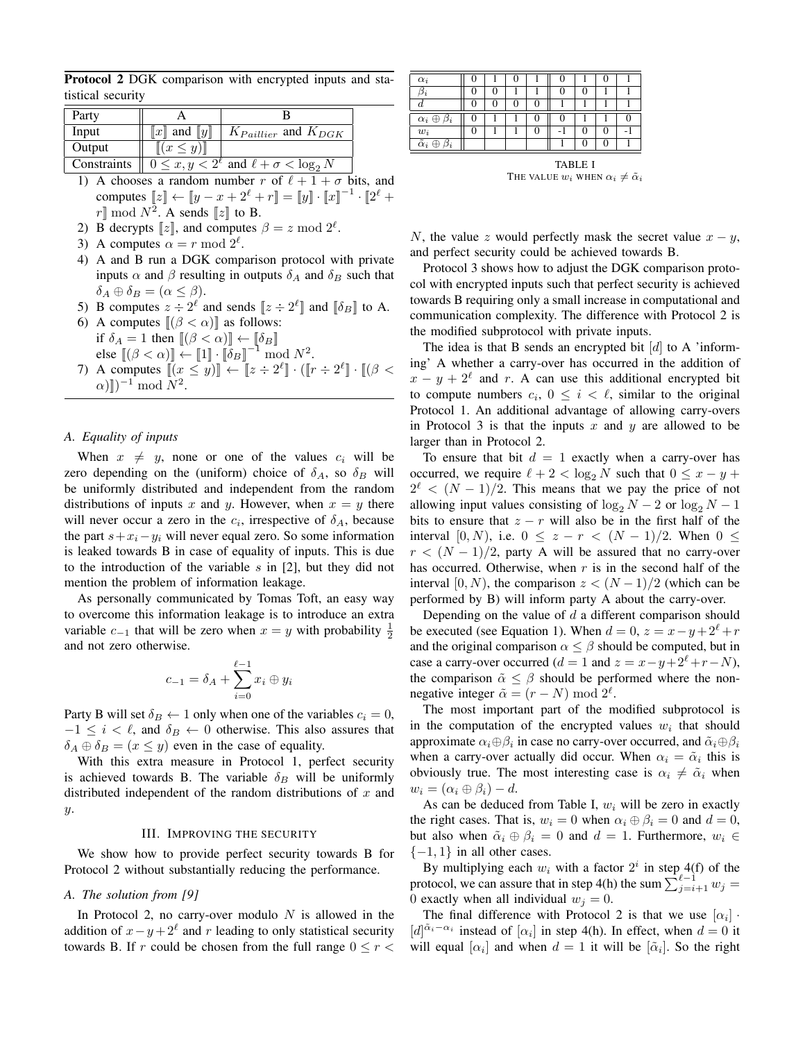**Protocol 2** DGK comparison with encrypted inputs and statistical security

| Party | A | B |
|---|---|---|
| Input | $[\![x]\!]$ and $[\![y]\!]$ | $K_{Paillier}$ and $K_{DGK}$ |
| Output | $[\![(x \leq y)]\!]$ | |
| Constraints | $0 \leq x, y < 2^\ell$ and $\ell + \sigma < \log_2 N$ | |

1) A chooses a random number $r$ of $\ell + 1 + \sigma$ bits, and computes $[\![z]\!] \leftarrow [\![y - x + 2^\ell + r]\!] = [\![y]\!] \cdot [\![x]\!]^{-1} \cdot [\![2^\ell + r]\!] \bmod N^2$. A sends $[\![z]\!]$ to B.
2) B decrypts $[\![z]\!]$, and computes $\beta = z \bmod 2^\ell$.
3) A computes $\alpha = r \bmod 2^\ell$.
4) A and B run a DGK comparison protocol with private inputs $\alpha$ and $\beta$ resulting in outputs $\delta_A$ and $\delta_B$ such that $\delta_A \oplus \delta_B = (\alpha \leq \beta)$.
5) B computes $z \div 2^\ell$ and sends $[\![z \div 2^\ell]\!]$ and $[\![\delta_B]\!]$ to A.
6) A computes $[\![(\beta < \alpha)]\!]$ as follows: if $\delta_A = 1$ then $[\![(\beta < \alpha)]\!] \leftarrow [\![\delta_B]\!]$ else $[\![(\beta < \alpha)]\!] \leftarrow [\![1]\!] \cdot [\![\delta_B]\!]^{-1} \bmod N^2$.
7) A computes $[\![(x \leq y)]\!] \leftarrow [\![z \div 2^\ell]\!] \cdot ([\![r \div 2^\ell]\!] \cdot [\![(\beta < \alpha)]\!])^{-1} \bmod N^2$.

### A. Equality of inputs

When $x \neq y$, none or one of the values $c_i$ will be zero depending on the (uniform) choice of $\delta_A$, so $\delta_B$ will be uniformly distributed and independent from the random distributions of inputs $x$ and $y$. However, when $x = y$ there will never occur a zero in the $c_i$, irrespective of $\delta_A$, because the part $s + x_i - y_i$ will never equal zero. So some information is leaked towards B in case of equality of inputs. This is due to the introduction of the variable $s$ in [2], but they did not mention the problem of information leakage.

As personally communicated by Tomas Toft, an easy way to overcome this information leakage is to introduce an extra variable $c_{-1}$ that will be zero when $x = y$ with probability $\frac{1}{2}$ and not zero otherwise.

$$c_{-1} = \delta_A + \sum_{i=0}^{\ell-1} x_i \oplus y_i$$

Party B will set $\delta_B \leftarrow 1$ only when one of the variables $c_i = 0$, $-1 \leq i < \ell$, and $\delta_B \leftarrow 0$ otherwise. This also assures that $\delta_A \oplus \delta_B = (x \leq y)$ even in the case of equality.

With this extra measure in Protocol 1, perfect security is achieved towards B. The variable $\delta_B$ will be uniformly distributed independent of the random distributions of $x$ and $y$.

## III. Improving the security

We show how to provide perfect security towards B for Protocol 2 without substantially reducing the performance.

### A. The solution from [9]

In Protocol 2, no carry-over modulo $N$ is allowed in the addition of $x - y + 2^\ell$ and $r$ leading to only statistical security towards B. If $r$ could be chosen from the full range $0 \leq r < N$, the value $z$ would perfectly mask the secret value $x - y$, and perfect security could be achieved towards B.

| $\alpha_i$ | 0 | 1 | 0 | 1 | 0 | 1 | 0 | 1 |
|---|---|---|---|---|---|---|---|---|
| $\beta_i$ | 0 | 0 | 1 | 1 | 0 | 0 | 1 | 1 |
| $d$ | 0 | 0 | 0 | 0 | 1 | 1 | 1 | 1 |
| $\alpha_i \oplus \beta_i$ | 0 | 1 | 1 | 0 | 0 | 1 | 1 | 0 |
| $w_i$ | 0 | 1 | 1 | 0 | -1 | 0 | 0 | -1 |
| $\tilde{\alpha}_i \oplus \beta_i$ | | | | | 1 | 0 | 0 | 1 |

TABLE I
The value $w_i$ when $\alpha_i \neq \tilde{\alpha}_i$

Protocol 3 shows how to adjust the DGK comparison protocol with encrypted inputs such that perfect security is achieved towards B requiring only a small increase in computational and communication complexity. The difference with Protocol 2 is the modified subprotocol with private inputs.

The idea is that B sends an encrypted bit $[d]$ to A 'informing' A whether a carry-over has occurred in the addition of $x - y + 2^\ell$ and $r$. A can use this additional encrypted bit to compute numbers $c_i$, $0 \leq i < \ell$, similar to the original Protocol 1. An additional advantage of allowing carry-overs in Protocol 3 is that the inputs $x$ and $y$ are allowed to be larger than in Protocol 2.

To ensure that bit $d = 1$ exactly when a carry-over has occurred, we require $\ell + 2 < \log_2 N$ such that $0 \leq x - y + 2^\ell < (N-1)/2$. This means that we pay the price of not allowing input values consisting of $\log_2 N - 2$ or $\log_2 N - 1$ bits to ensure that $z - r$ will also be in the first half of the interval $[0, N)$, i.e. $0 \leq z - r < (N-1)/2$. When $0 \leq r < (N-1)/2$, party A will be assured that no carry-over has occurred. Otherwise, when $r$ is in the second half of the interval $[0, N)$, the comparison $z < (N-1)/2$ (which can be performed by B) will inform party A about the carry-over.

Depending on the value of $d$ a different comparison should be executed (see Equation 1). When $d = 0$, $z = x - y + 2^\ell + r$ and the original comparison $\alpha \leq \beta$ should be computed, but in case a carry-over occurred ($d = 1$ and $z = x - y + 2^\ell + r - N$), the comparison $\tilde{\alpha} \leq \beta$ should be performed where the non-negative integer $\tilde{\alpha} = (r - N) \bmod 2^\ell$.

The most important part of the modified subprotocol is in the computation of the encrypted values $w_i$ that should approximate $\alpha_i \oplus \beta_i$ in case no carry-over occurred, and $\tilde{\alpha}_i \oplus \beta_i$ when a carry-over actually did occur. When $\alpha_i = \tilde{\alpha}_i$ this is obviously true. The most interesting case is $\alpha_i \neq \tilde{\alpha}_i$ when $w_i = (\alpha_i \oplus \beta_i) - d$.

As can be deduced from Table I, $w_i$ will be zero in exactly the right cases. That is, $w_i = 0$ when $\alpha_i \oplus \beta_i = 0$ and $d = 0$, but also when $\tilde{\alpha}_i \oplus \beta_i = 0$ and $d = 1$. Furthermore, $w_i \in \{-1, 1\}$ in all other cases.

By multiplying each $w_i$ with a factor $2^i$ in step 4(f) of the protocol, we can assure that in step 4(h) the sum $\sum_{j=i+1}^{\ell-1} w_j = 0$ exactly when all individual $w_j = 0$.

The final difference with Protocol 2 is that we use $[\alpha_i] \cdot [d]^{\tilde{\alpha}_i - \alpha_i}$ instead of $[\alpha_i]$ in step 4(h). In effect, when $d = 0$ it will equal $[\alpha_i]$ and when $d = 1$ it will be $[\tilde{\alpha}_i]$. So the right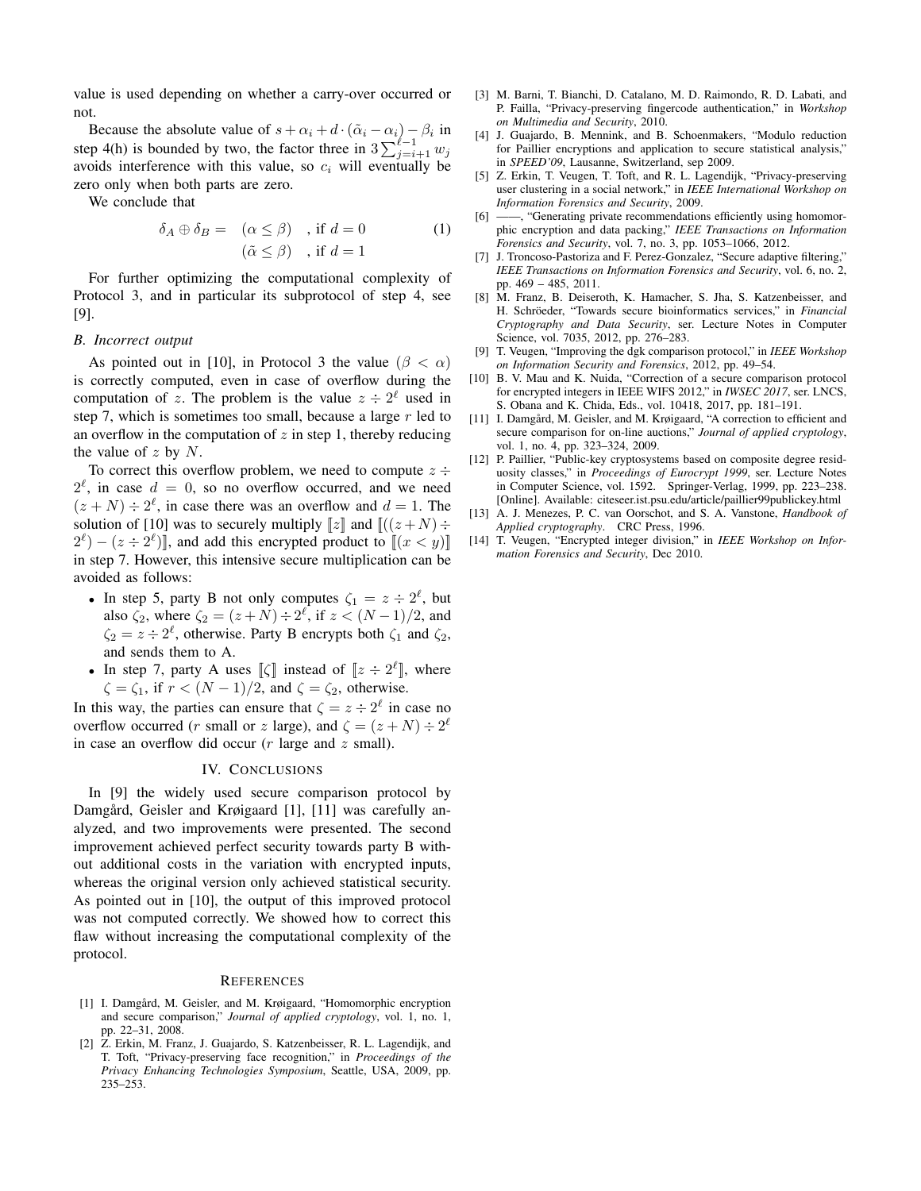value is used depending on whether a carry-over occurred or not.

Because the absolute value of $s + \alpha_i + d \cdot (\tilde{\alpha}_i - \alpha_i) - \beta_i$ in step 4(h) is bounded by two, the factor three in $3 \sum_{j=i+1}^{\ell-1} w_j$ avoids interference with this value, so $c_i$ will eventually be zero only when both parts are zero.

We conclude that

$$\delta_A \oplus \delta_B = \begin{array}{ll} (\alpha \leq \beta) & \text{, if } d = 0 \\ (\tilde{\alpha} \leq \beta) & \text{, if } d = 1 \end{array} \tag{1}$$

For further optimizing the computational complexity of Protocol 3, and in particular its subprotocol of step 4, see [9].

### B. Incorrect output

As pointed out in [10], in Protocol 3 the value $(\beta < \alpha)$ is correctly computed, even in case of overflow during the computation of $z$. The problem is the value $z \div 2^\ell$ used in step 7, which is sometimes too small, because a large $r$ led to an overflow in the computation of $z$ in step 1, thereby reducing the value of $z$ by $N$.

To correct this overflow problem, we need to compute $z \div 2^\ell$, in case $d = 0$, so no overflow occurred, and we need $(z + N) \div 2^\ell$, in case there was an overflow and $d = 1$. The solution of [10] was to securely multiply $[\![z]\!]$ and $[\![((z+N) \div 2^\ell) - (z \div 2^\ell)]\!]$, and add this encrypted product to $[\![(x < y)]\!]$ in step 7. However, this intensive secure multiplication can be avoided as follows:

- In step 5, party B not only computes $\zeta_1 = z \div 2^\ell$, but also $\zeta_2$, where $\zeta_2 = (z + N) \div 2^\ell$, if $z < (N-1)/2$, and $\zeta_2 = z \div 2^\ell$, otherwise. Party B encrypts both $\zeta_1$ and $\zeta_2$, and sends them to A.
- In step 7, party A uses $[\![\zeta]\!]$ instead of $[\![z \div 2^\ell]\!]$, where $\zeta = \zeta_1$, if $r < (N-1)/2$, and $\zeta = \zeta_2$, otherwise.

In this way, the parties can ensure that $\zeta = z \div 2^\ell$ in case no overflow occurred ($r$ small or $z$ large), and $\zeta = (z + N) \div 2^\ell$ in case an overflow did occur ($r$ large and $z$ small).

## IV. Conclusions

In [9] the widely used secure comparison protocol by Damgård, Geisler and Krøigaard [1], [11] was carefully analyzed, and two improvements were presented. The second improvement achieved perfect security towards party B without additional costs in the variation with encrypted inputs, whereas the original version only achieved statistical security. As pointed out in [10], the output of this improved protocol was not computed correctly. We showed how to correct this flaw without increasing the computational complexity of the protocol.

## References

[1] I. Damgård, M. Geisler, and M. Krøigaard, "Homomorphic encryption and secure comparison," *Journal of applied cryptology*, vol. 1, no. 1, pp. 22–31, 2008.

[2] Z. Erkin, M. Franz, J. Guajardo, S. Katzenbeisser, R. L. Lagendijk, and T. Toft, "Privacy-preserving face recognition," in *Proceedings of the Privacy Enhancing Technologies Symposium*, Seattle, USA, 2009, pp. 235–253.

[3] M. Barni, T. Bianchi, D. Catalano, M. D. Raimondo, R. D. Labati, and P. Failla, "Privacy-preserving fingercode authentication," in *Workshop on Multimedia and Security*, 2010.

[4] J. Guajardo, B. Mennink, and B. Schoenmakers, "Modulo reduction for Paillier encryptions and application to secure statistical analysis," in *SPEED'09*, Lausanne, Switzerland, sep 2009.

[5] Z. Erkin, T. Veugen, T. Toft, and R. L. Lagendijk, "Privacy-preserving user clustering in a social network," in *IEEE International Workshop on Information Forensics and Security*, 2009.

[6] ——, "Generating private recommendations efficiently using homomorphic encryption and data packing," *IEEE Transactions on Information Forensics and Security*, vol. 7, no. 3, pp. 1053–1066, 2012.

[7] J. Troncoso-Pastoriza and F. Perez-Gonzalez, "Secure adaptive filtering," *IEEE Transactions on Information Forensics and Security*, vol. 6, no. 2, pp. 469 – 485, 2011.

[8] M. Franz, B. Deiseroth, K. Hamacher, S. Jha, S. Katzenbeisser, and H. Schröeder, "Towards secure bioinformatics services," in *Financial Cryptography and Data Security*, ser. Lecture Notes in Computer Science, vol. 7035, 2012, pp. 276–283.

[9] T. Veugen, "Improving the dgk comparison protocol," in *IEEE Workshop on Information Security and Forensics*, 2012, pp. 49–54.

[10] B. V. Mau and K. Nuida, "Correction of a secure comparison protocol for encrypted integers in IEEE WIFS 2012," in *IWSEC 2017*, ser. LNCS, S. Obana and K. Chida, Eds., vol. 10418, 2017, pp. 181–191.

[11] I. Damgård, M. Geisler, and M. Krøigaard, "A correction to efficient and secure comparison for on-line auctions," *Journal of applied cryptology*, vol. 1, no. 4, pp. 323–324, 2009.

[12] P. Paillier, "Public-key cryptosystems based on composite degree residuosity classes," in *Proceedings of Eurocrypt 1999*, ser. Lecture Notes in Computer Science, vol. 1592. Springer-Verlag, 1999, pp. 223–238. [Online]. Available: citeseer.ist.psu.edu/article/paillier99publickey.html

[13] A. J. Menezes, P. C. van Oorschot, and S. A. Vanstone, *Handbook of Applied cryptography*. CRC Press, 1996.

[14] T. Veugen, "Encrypted integer division," in *IEEE Workshop on Information Forensics and Security*, Dec 2010.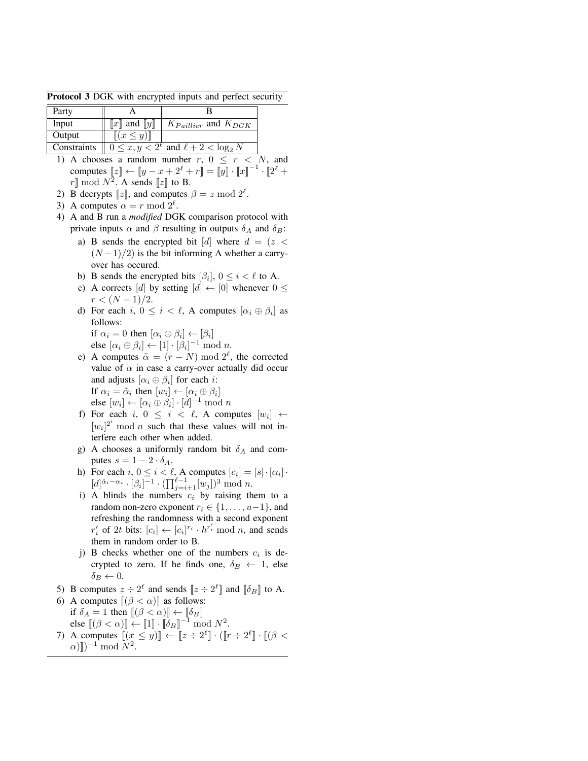**Protocol 3** DGK with encrypted inputs and perfect security

| Party | A | B |
|---|---|---|
| Input | $[\![x]\!]$ and $[\![y]\!]$ | $K_{Paillier}$ and $K_{DGK}$ |
| Output | $[\![(x \leq y)]\!]$ | |
| Constraints | $0 \leq x, y < 2^\ell$ and $\ell + 2 < \log_2 N$ | |

1) A chooses a random number $r$, $0 \leq r < N$, and computes $[\![z]\!] \leftarrow [\![y - x + 2^\ell + r]\!] = [\![y]\!] \cdot [\![x]\!]^{-1} \cdot [\![2^\ell + r]\!] \bmod N^2$. A sends $[\![z]\!]$ to B.
2) B decrypts $[\![z]\!]$, and computes $\beta = z \bmod 2^\ell$.
3) A computes $\alpha = r \bmod 2^\ell$.
4) A and B run a *modified* DGK comparison protocol with private inputs $\alpha$ and $\beta$ resulting in outputs $\delta_A$ and $\delta_B$:
   a) B sends the encrypted bit $[d]$ where $d = (z < (N-1)/2)$ is the bit informing A whether a carry-over has occured.
   b) B sends the encrypted bits $[\beta_i]$, $0 \leq i < \ell$ to A.
   c) A corrects $[d]$ by setting $[d] \leftarrow [0]$ whenever $0 \leq r < (N-1)/2$.
   d) For each $i$, $0 \leq i < \ell$, A computes $[\alpha_i \oplus \beta_i]$ as follows:
      if $\alpha_i = 0$ then $[\alpha_i \oplus \beta_i] \leftarrow [\beta_i]$
      else $[\alpha_i \oplus \beta_i] \leftarrow [1] \cdot [\beta_i]^{-1} \bmod n$.
   e) A computes $\tilde{\alpha} = (r - N) \bmod 2^\ell$, the corrected value of $\alpha$ in case a carry-over actually did occur and adjusts $[\alpha_i \oplus \beta_i]$ for each $i$:
      If $\alpha_i = \tilde{\alpha}_i$ then $[w_i] \leftarrow [\alpha_i \oplus \beta_i]$
      else $[w_i] \leftarrow [\alpha_i \oplus \beta_i] \cdot [d]^{-1} \bmod n$
   f) For each $i$, $0 \leq i < \ell$, A computes $[w_i] \leftarrow [w_i]^{2^i} \bmod n$ such that these values will not interfere each other when added.
   g) A chooses a uniformly random bit $\delta_A$ and computes $s = 1 - 2 \cdot \delta_A$.
   h) For each $i$, $0 \leq i < \ell$, A computes $[c_i] = [s] \cdot [\alpha_i] \cdot [d]^{\tilde{\alpha}_i - \alpha_i} \cdot [\beta_i]^{-1} \cdot (\prod_{j=i+1}^{\ell-1} [w_j])^3 \bmod n$.
   i) A blinds the numbers $c_i$ by raising them to a random non-zero exponent $r_i \in \{1, \ldots, u-1\}$, and refreshing the randomness with a second exponent $r'_i$ of $2t$ bits: $[c_i] \leftarrow [c_i]^{r_i} \cdot h^{r'_i} \bmod n$, and sends them in random order to B.
   j) B checks whether one of the numbers $c_i$ is decrypted to zero. If he finds one, $\delta_B \leftarrow 1$, else $\delta_B \leftarrow 0$.
5) B computes $z \div 2^\ell$ and sends $[\![z \div 2^\ell]\!]$ and $[\![\delta_B]\!]$ to A.
6) A computes $[\![(\beta < \alpha)]\!]$ as follows:
   if $\delta_A = 1$ then $[\![(\beta < \alpha)]\!] \leftarrow [\![\delta_B]\!]$
   else $[\![(\beta < \alpha)]\!] \leftarrow [\![1]\!] \cdot [\![\delta_B]\!]^{-1} \bmod N^2$.
7) A computes $[\![(x \leq y)]\!] \leftarrow [\![z \div 2^\ell]\!] \cdot ([\![r \div 2^\ell]\!] \cdot [\![(\beta < \alpha)]\!])^{-1} \bmod N^2$.